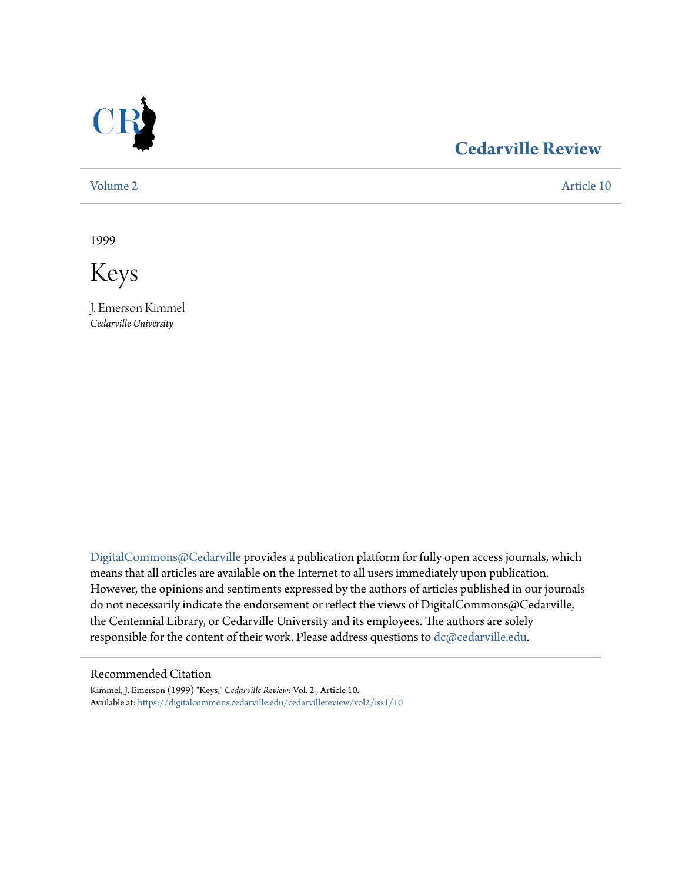# Cedarville Review

Volume 2 | Article 10

1999

# Keys

J. Emerson Kimmel
*Cedarville University*

DigitalCommons@Cedarville provides a publication platform for fully open access journals, which means that all articles are available on the Internet to all users immediately upon publication. However, the opinions and sentiments expressed by the authors of articles published in our journals do not necessarily indicate the endorsement or reflect the views of DigitalCommons@Cedarville, the Centennial Library, or Cedarville University and its employees. The authors are solely responsible for the content of their work. Please address questions to dc@cedarville.edu.

## Recommended Citation

Kimmel, J. Emerson (1999) "Keys," *Cedarville Review*: Vol. 2 , Article 10.
Available at: https://digitalcommons.cedarville.edu/cedarvillereview/vol2/iss1/10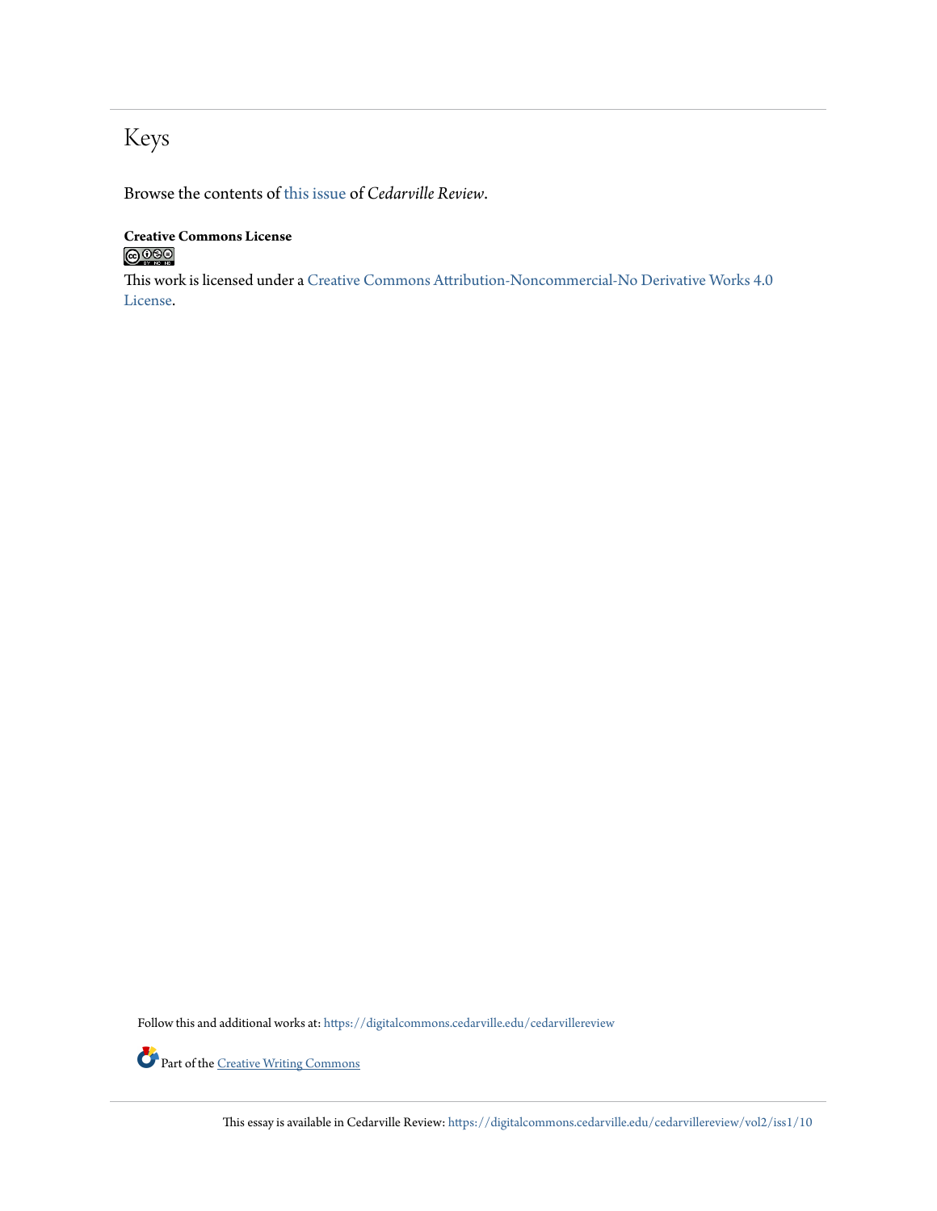# Keys

Browse the contents of this issue of *Cedarville Review*.

**Creative Commons License**

This work is licensed under a Creative Commons Attribution-Noncommercial-No Derivative Works 4.0 License.

Follow this and additional works at: https://digitalcommons.cedarville.edu/cedarvillereview

Part of the Creative Writing Commons

This essay is available in Cedarville Review: https://digitalcommons.cedarville.edu/cedarvillereview/vol2/iss1/10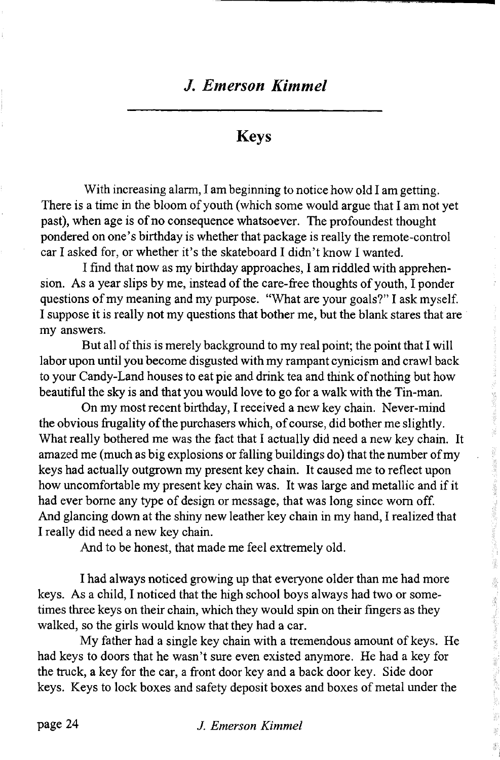## *J. Emerson Kimmel*

### Keys

With increasing alarm, I am beginning to notice how old I am getting. There is a time in the bloom of youth (which some would argue that I am not yet past), when age is of no consequence whatsoever. The profoundest thought pondered on one's birthday is whether that package is really the remote-control car I asked for, or whether it's the skateboard I didn't know I wanted.

I find that now as my birthday approaches, I am riddled with apprehension. As a year slips by me, instead of the care-free thoughts of youth, I ponder questions of my meaning and my purpose. "What are your goals?" I ask myself. I suppose it is really not my questions that bother me, but the blank stares that are my answers.

But all of this is merely background to my real point; the point that I will labor upon until you become disgusted with my rampant cynicism and crawl back to your Candy-Land houses to eat pie and drink tea and think of nothing but how beautiful the sky is and that you would love to go for a walk with the Tin-man.

On my most recent birthday, I received a new key chain. Never-mind the obvious frugality of the purchasers which, of course, did bother me slightly. What really bothered me was the fact that I actually did need a new key chain. It amazed me (much as big explosions or falling buildings do) that the number of my keys had actually outgrown my present key chain. It caused me to reflect upon how uncomfortable my present key chain was. It was large and metallic and if it had ever borne any type of design or message, that was long since worn off. And glancing down at the shiny new leather key chain in my hand, I realized that I really did need a new key chain.

And to be honest, that made me feel extremely old.

I had always noticed growing up that everyone older than me had more keys. As a child, I noticed that the high school boys always had two or sometimes three keys on their chain, which they would spin on their fingers as they walked, so the girls would know that they had a car.

My father had a single key chain with a tremendous amount of keys. He had keys to doors that he wasn't sure even existed anymore. He had a key for the truck, a key for the car, a front door key and a back door key. Side door keys. Keys to lock boxes and safety deposit boxes and boxes of metal under the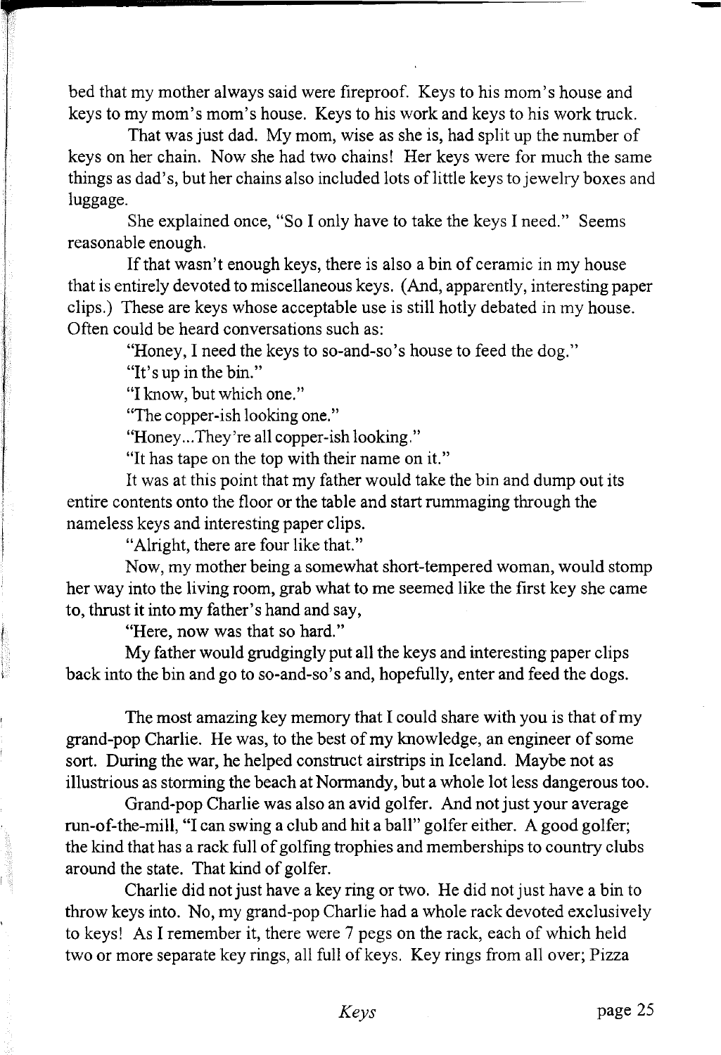bed that my mother always said were fireproof. Keys to his mom's house and keys to my mom's mom's house. Keys to his work and keys to his work truck.

That was just dad. My mom, wise as she is, had split up the number of keys on her chain. Now she had two chains! Her keys were for much the same things as dad's, but her chains also included lots of little keys to jewelry boxes and luggage.

She explained once, "So I only have to take the keys I need." Seems reasonable enough.

If that wasn't enough keys, there is also a bin of ceramic in my house that is entirely devoted to miscellaneous keys. (And, apparently, interesting paper clips.) These are keys whose acceptable use is still hotly debated in my house. Often could be heard conversations such as:

"Honey, I need the keys to so-and-so's house to feed the dog."

"It's up in the bin."

"I know, but which one."

"The copper-ish looking one."

"Honey...They're all copper-ish looking."

"It has tape on the top with their name on it."

It was at this point that my father would take the bin and dump out its entire contents onto the floor or the table and start rummaging through the nameless keys and interesting paper clips.

"Alright, there are four like that."

Now, my mother being a somewhat short-tempered woman, would stomp her way into the living room, grab what to me seemed like the first key she came to, thrust it into my father's hand and say,

"Here, now was that so hard."

My father would grudgingly put all the keys and interesting paper clips back into the bin and go to so-and-so's and, hopefully, enter and feed the dogs.

The most amazing key memory that I could share with you is that of my grand-pop Charlie. He was, to the best of my knowledge, an engineer of some sort. During the war, he helped construct airstrips in Iceland. Maybe not as illustrious as storming the beach at Normandy, but a whole lot less dangerous too.

Grand-pop Charlie was also an avid golfer. And not just your average run-of-the-mill, "I can swing a club and hit a ball" golfer either. A good golfer; the kind that has a rack full of golfing trophies and memberships to country clubs around the state. That kind of golfer.

Charlie did not just have a key ring or two. He did not just have a bin to throw keys into. No, my grand-pop Charlie had a whole rack devoted exclusively to keys! As I remember it, there were 7 pegs on the rack, each of which held two or more separate key rings, all full of keys. Key rings from all over; Pizza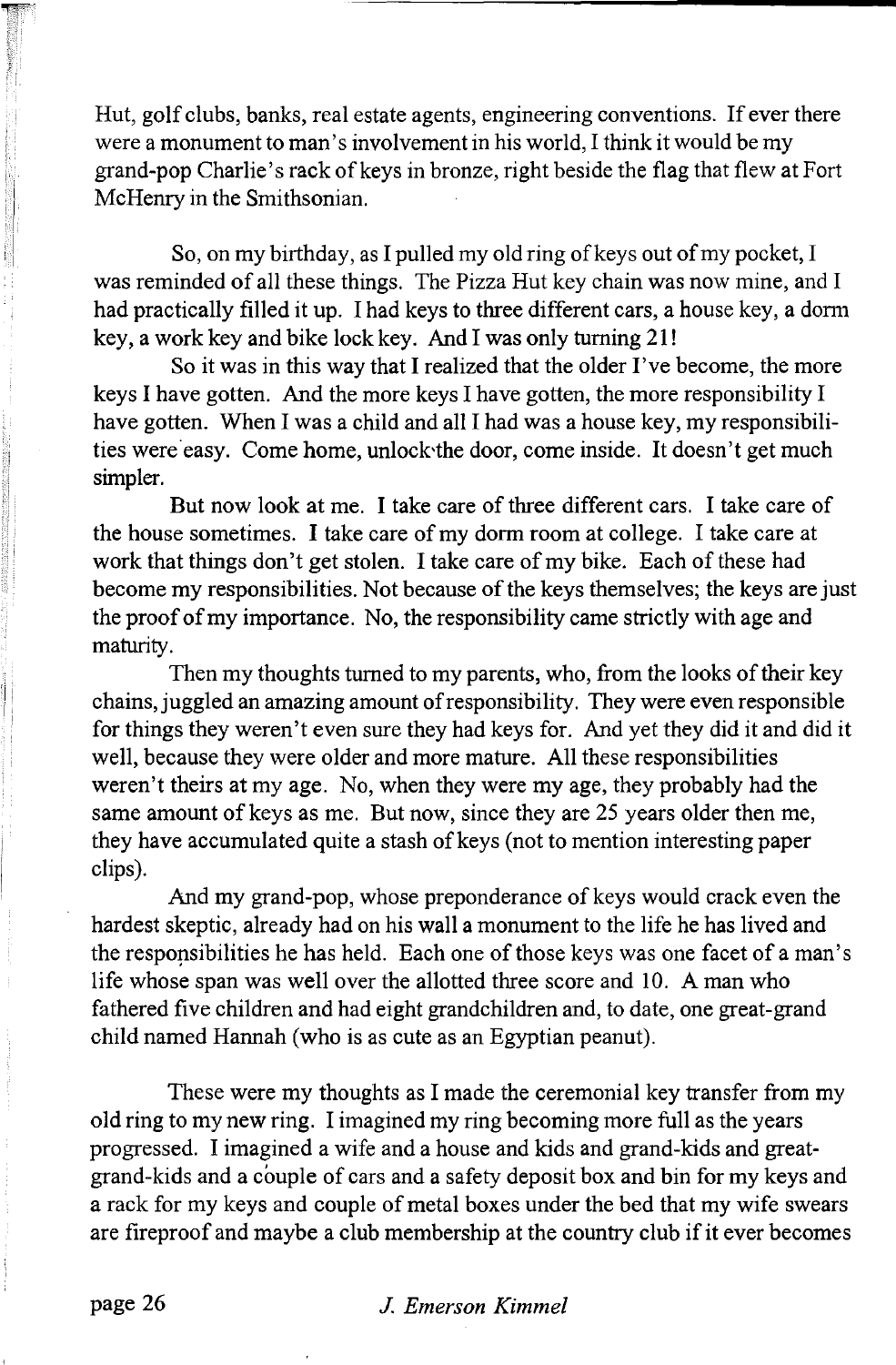Hut, golf clubs, banks, real estate agents, engineering conventions. If ever there were a monument to man's involvement in his world, I think it would be my grand-pop Charlie's rack of keys in bronze, right beside the flag that flew at Fort McHenry in the Smithsonian.

So, on my birthday, as I pulled my old ring of keys out of my pocket, I was reminded of all these things. The Pizza Hut key chain was now mine, and I had practically filled it up. I had keys to three different cars, a house key, a dorm key, a work key and bike lock key. And I was only turning 21!

So it was in this way that I realized that the older I've become, the more keys I have gotten. And the more keys I have gotten, the more responsibility I have gotten. When I was a child and all I had was a house key, my responsibilities were easy. Come home, unlock the door, come inside. It doesn't get much simpler.

But now look at me. I take care of three different cars. I take care of the house sometimes. I take care of my dorm room at college. I take care at work that things don't get stolen. I take care of my bike. Each of these had become my responsibilities. Not because of the keys themselves; the keys are just the proof of my importance. No, the responsibility came strictly with age and maturity.

Then my thoughts turned to my parents, who, from the looks of their key chains, juggled an amazing amount of responsibility. They were even responsible for things they weren't even sure they had keys for. And yet they did it and did it well, because they were older and more mature. All these responsibilities weren't theirs at my age. No, when they were my age, they probably had the same amount of keys as me. But now, since they are 25 years older then me, they have accumulated quite a stash of keys (not to mention interesting paper clips).

And my grand-pop, whose preponderance of keys would crack even the hardest skeptic, already had on his wall a monument to the life he has lived and the responsibilities he has held. Each one of those keys was one facet of a man's life whose span was well over the allotted three score and 10. A man who fathered five children and had eight grandchildren and, to date, one great-grand child named Hannah (who is as cute as an Egyptian peanut).

These were my thoughts as I made the ceremonial key transfer from my old ring to my new ring. I imagined my ring becoming more full as the years progressed. I imagined a wife and a house and kids and grand-kids and great-grand-kids and a couple of cars and a safety deposit box and bin for my keys and a rack for my keys and couple of metal boxes under the bed that my wife swears are fireproof and maybe a club membership at the country club if it ever becomes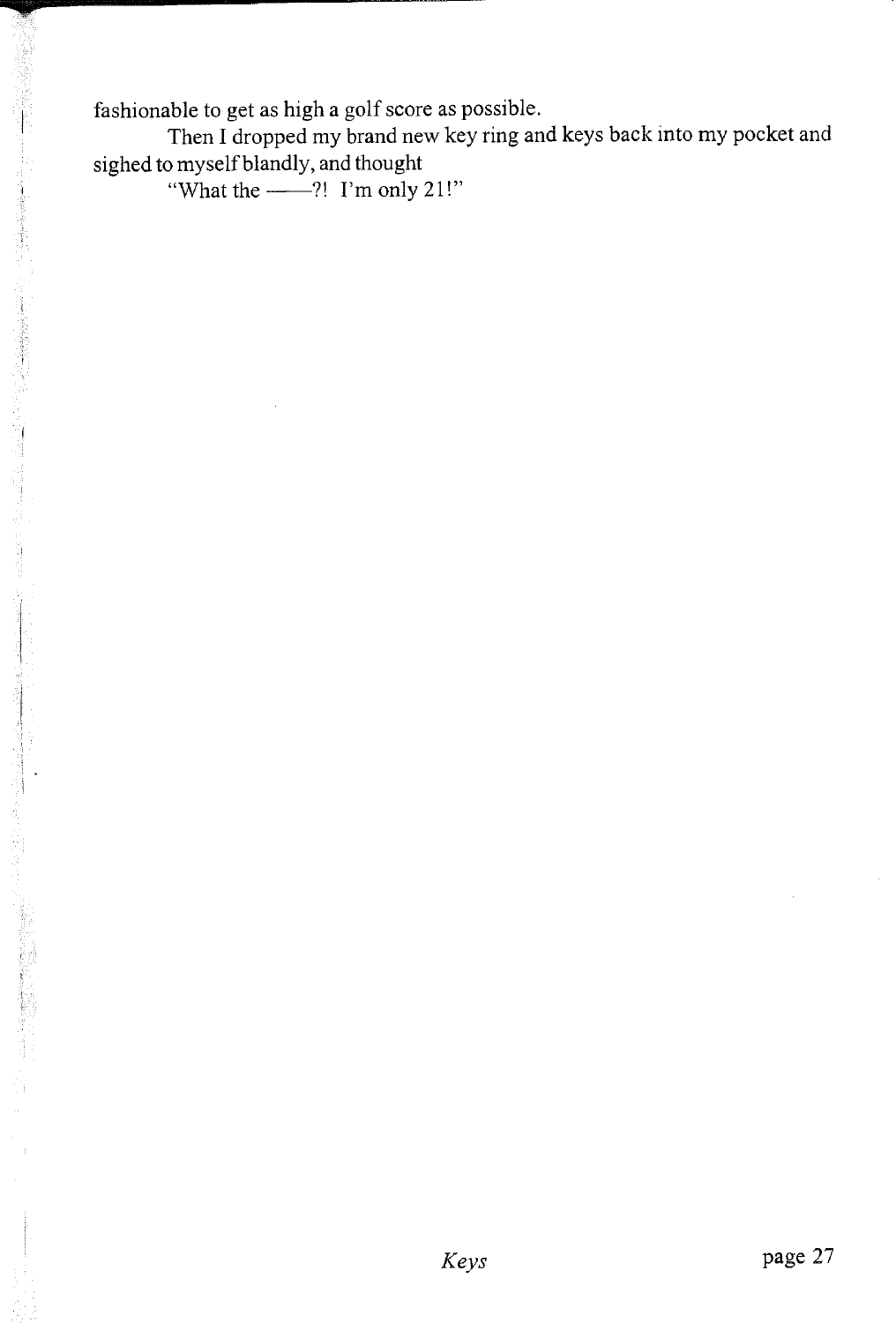fashionable to get as high a golf score as possible.

Then I dropped my brand new key ring and keys back into my pocket and sighed to myself blandly, and thought

"What the ——?! I'm only 21!"